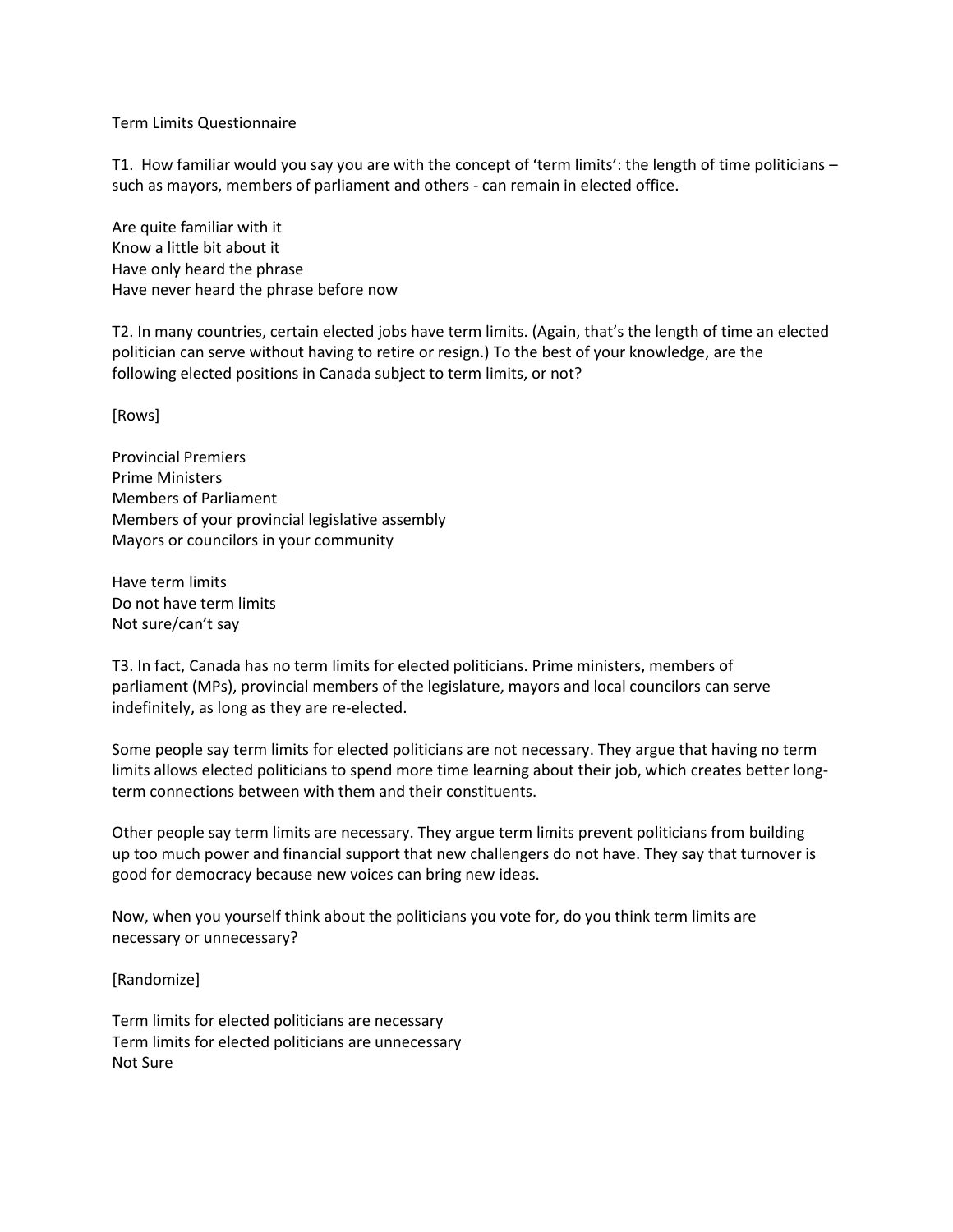# Term Limits Questionnaire

T1. How familiar would you say you are with the concept of 'term limits': the length of time politicians – such as mayors, members of parliament and others - can remain in elected office.

Are quite familiar with it
Know a little bit about it
Have only heard the phrase
Have never heard the phrase before now

T2. In many countries, certain elected jobs have term limits. (Again, that's the length of time an elected politician can serve without having to retire or resign.) To the best of your knowledge, are the following elected positions in Canada subject to term limits, or not?

[Rows]

Provincial Premiers
Prime Ministers
Members of Parliament
Members of your provincial legislative assembly
Mayors or councilors in your community

Have term limits
Do not have term limits
Not sure/can't say

T3. In fact, Canada has no term limits for elected politicians. Prime ministers, members of parliament (MPs), provincial members of the legislature, mayors and local councilors can serve indefinitely, as long as they are re-elected.

Some people say term limits for elected politicians are not necessary. They argue that having no term limits allows elected politicians to spend more time learning about their job, which creates better long-term connections between with them and their constituents.

Other people say term limits are necessary. They argue term limits prevent politicians from building up too much power and financial support that new challengers do not have. They say that turnover is good for democracy because new voices can bring new ideas.

Now, when you yourself think about the politicians you vote for, do you think term limits are necessary or unnecessary?

[Randomize]

Term limits for elected politicians are necessary
Term limits for elected politicians are unnecessary
Not Sure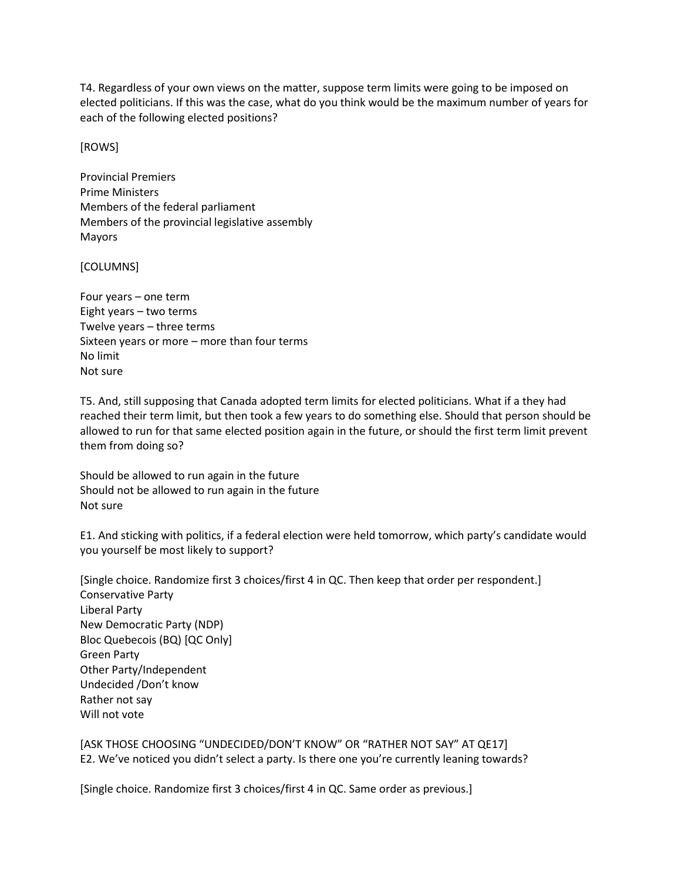T4. Regardless of your own views on the matter, suppose term limits were going to be imposed on elected politicians. If this was the case, what do you think would be the maximum number of years for each of the following elected positions?

[ROWS]

Provincial Premiers
Prime Ministers
Members of the federal parliament
Members of the provincial legislative assembly
Mayors

[COLUMNS]

Four years – one term
Eight years – two terms
Twelve years – three terms
Sixteen years or more – more than four terms
No limit
Not sure

T5. And, still supposing that Canada adopted term limits for elected politicians. What if a they had reached their term limit, but then took a few years to do something else. Should that person should be allowed to run for that same elected position again in the future, or should the first term limit prevent them from doing so?

Should be allowed to run again in the future
Should not be allowed to run again in the future
Not sure

E1. And sticking with politics, if a federal election were held tomorrow, which party's candidate would you yourself be most likely to support?

[Single choice. Randomize first 3 choices/first 4 in QC. Then keep that order per respondent.]
Conservative Party
Liberal Party
New Democratic Party (NDP)
Bloc Quebecois (BQ) [QC Only]
Green Party
Other Party/Independent
Undecided /Don't know
Rather not say
Will not vote

[ASK THOSE CHOOSING "UNDECIDED/DON'T KNOW" OR "RATHER NOT SAY" AT QE17]
E2. We've noticed you didn't select a party. Is there one you're currently leaning towards?

[Single choice. Randomize first 3 choices/first 4 in QC. Same order as previous.]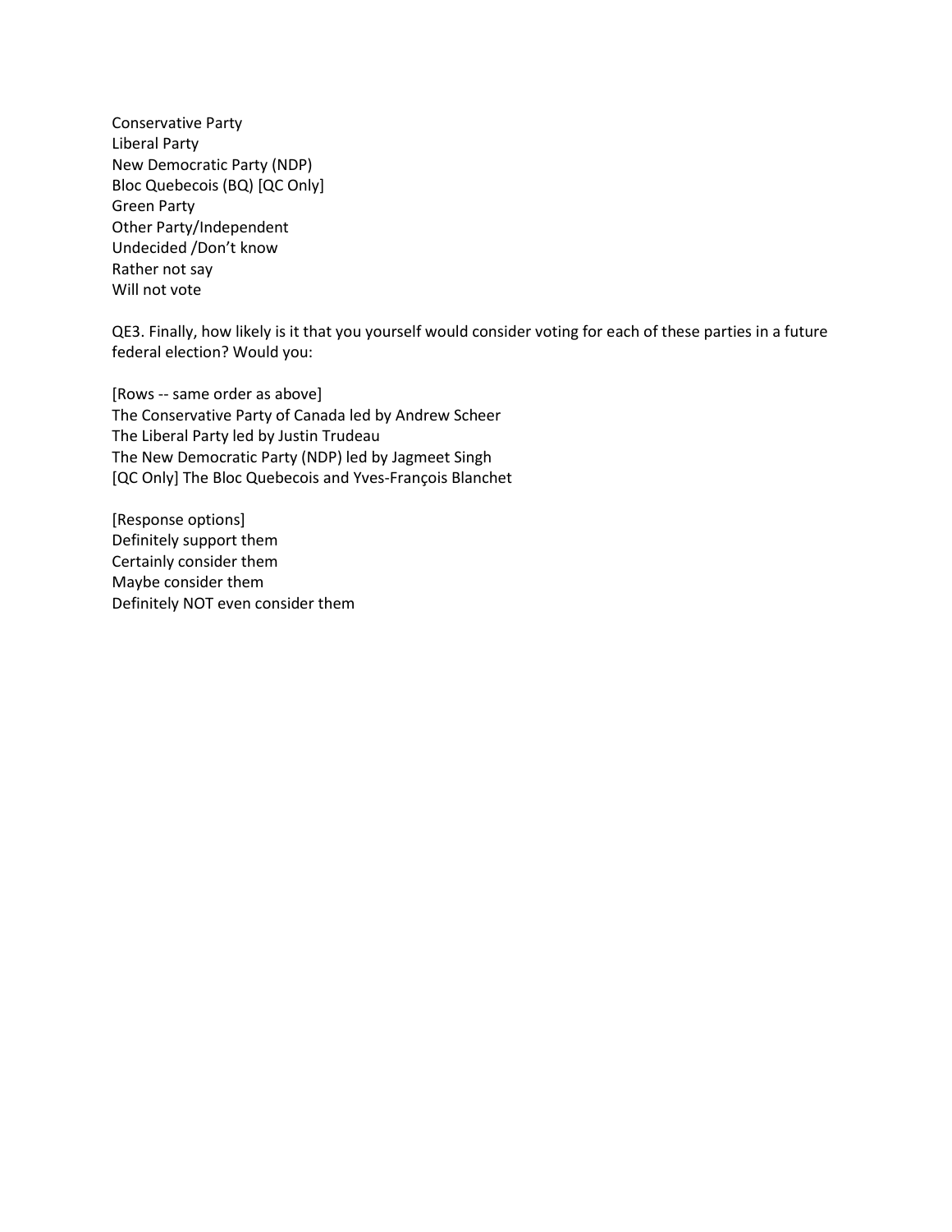Conservative Party
Liberal Party
New Democratic Party (NDP)
Bloc Quebecois (BQ) [QC Only]
Green Party
Other Party/Independent
Undecided /Don't know
Rather not say
Will not vote

QE3. Finally, how likely is it that you yourself would consider voting for each of these parties in a future federal election? Would you:

[Rows -- same order as above]
The Conservative Party of Canada led by Andrew Scheer
The Liberal Party led by Justin Trudeau
The New Democratic Party (NDP) led by Jagmeet Singh
[QC Only] The Bloc Quebecois and Yves-François Blanchet

[Response options]
Definitely support them
Certainly consider them
Maybe consider them
Definitely NOT even consider them